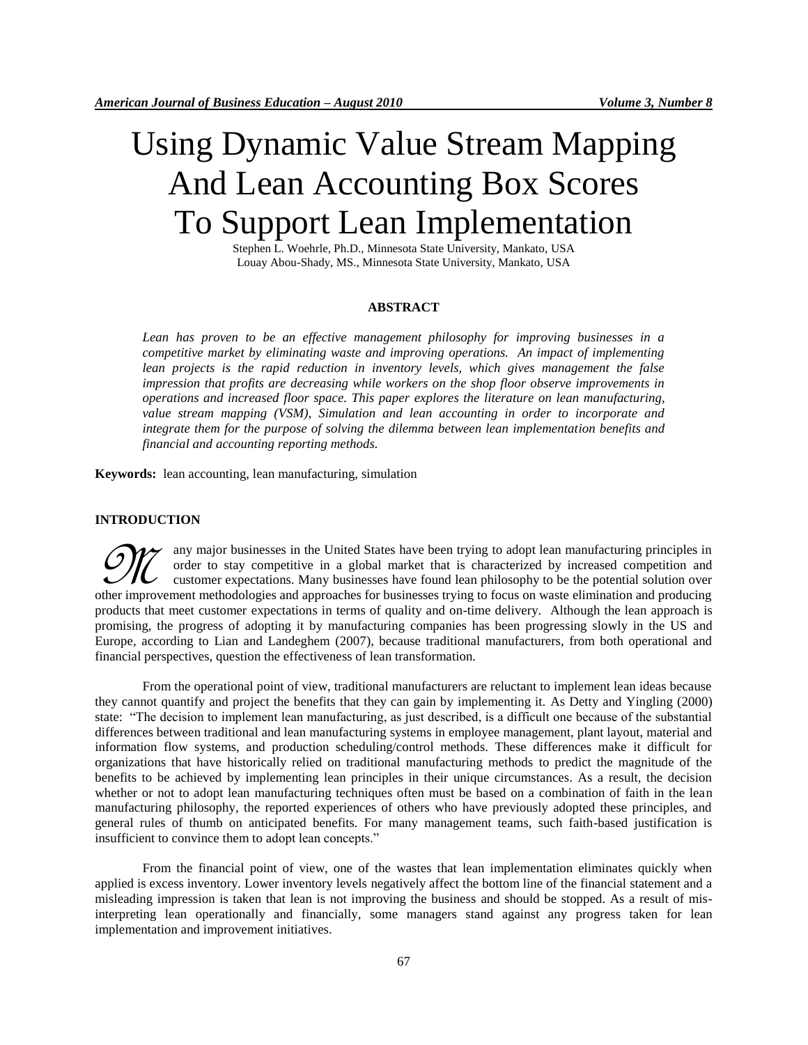# Using Dynamic Value Stream Mapping And Lean Accounting Box Scores To Support Lean Implementation

Stephen L. Woehrle, Ph.D., Minnesota State University, Mankato, USA
Louay Abou-Shady, MS., Minnesota State University, Mankato, USA

## ABSTRACT

*Lean has proven to be an effective management philosophy for improving businesses in a competitive market by eliminating waste and improving operations. An impact of implementing lean projects is the rapid reduction in inventory levels, which gives management the false impression that profits are decreasing while workers on the shop floor observe improvements in operations and increased floor space. This paper explores the literature on lean manufacturing, value stream mapping (VSM), Simulation and lean accounting in order to incorporate and integrate them for the purpose of solving the dilemma between lean implementation benefits and financial and accounting reporting methods.*

**Keywords:** lean accounting, lean manufacturing, simulation

## INTRODUCTION

Many major businesses in the United States have been trying to adopt lean manufacturing principles in order to stay competitive in a global market that is characterized by increased competition and customer expectations. Many businesses have found lean philosophy to be the potential solution over other improvement methodologies and approaches for businesses trying to focus on waste elimination and producing products that meet customer expectations in terms of quality and on-time delivery. Although the lean approach is promising, the progress of adopting it by manufacturing companies has been progressing slowly in the US and Europe, according to Lian and Landeghem (2007), because traditional manufacturers, from both operational and financial perspectives, question the effectiveness of lean transformation.

From the operational point of view, traditional manufacturers are reluctant to implement lean ideas because they cannot quantify and project the benefits that they can gain by implementing it. As Detty and Yingling (2000) state: "The decision to implement lean manufacturing, as just described, is a difficult one because of the substantial differences between traditional and lean manufacturing systems in employee management, plant layout, material and information flow systems, and production scheduling/control methods. These differences make it difficult for organizations that have historically relied on traditional manufacturing methods to predict the magnitude of the benefits to be achieved by implementing lean principles in their unique circumstances. As a result, the decision whether or not to adopt lean manufacturing techniques often must be based on a combination of faith in the lean manufacturing philosophy, the reported experiences of others who have previously adopted these principles, and general rules of thumb on anticipated benefits. For many management teams, such faith-based justification is insufficient to convince them to adopt lean concepts."

From the financial point of view, one of the wastes that lean implementation eliminates quickly when applied is excess inventory. Lower inventory levels negatively affect the bottom line of the financial statement and a misleading impression is taken that lean is not improving the business and should be stopped. As a result of mis-interpreting lean operationally and financially, some managers stand against any progress taken for lean implementation and improvement initiatives.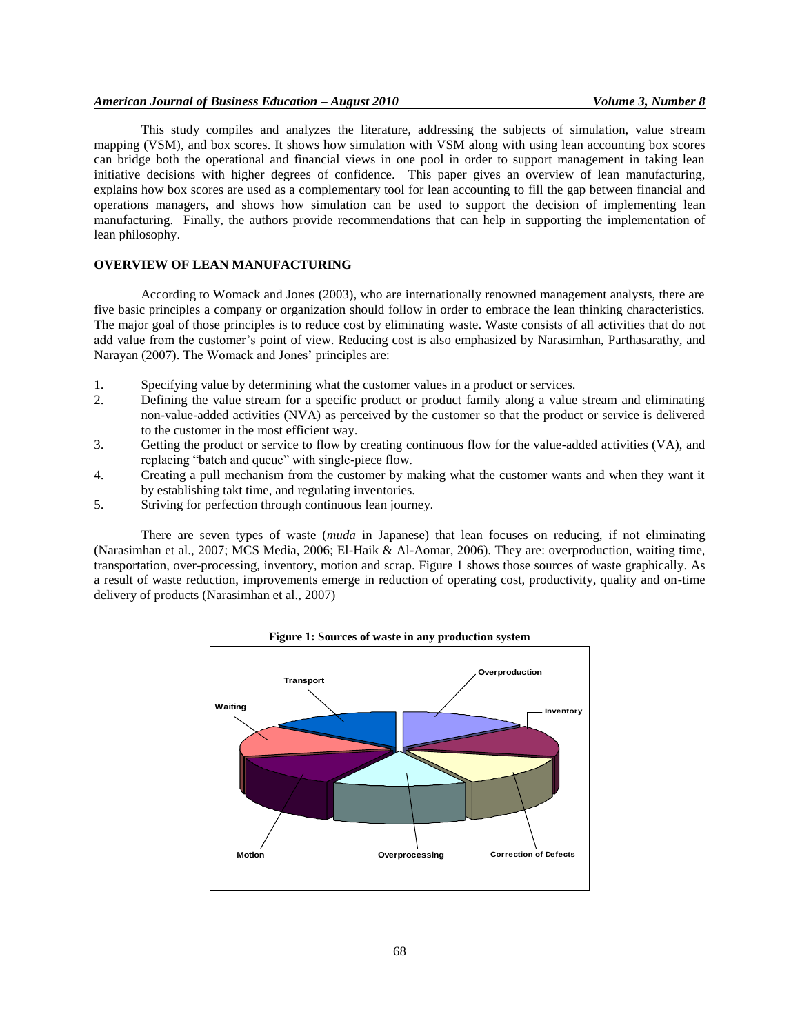This study compiles and analyzes the literature, addressing the subjects of simulation, value stream mapping (VSM), and box scores. It shows how simulation with VSM along with using lean accounting box scores can bridge both the operational and financial views in one pool in order to support management in taking lean initiative decisions with higher degrees of confidence. This paper gives an overview of lean manufacturing, explains how box scores are used as a complementary tool for lean accounting to fill the gap between financial and operations managers, and shows how simulation can be used to support the decision of implementing lean manufacturing. Finally, the authors provide recommendations that can help in supporting the implementation of lean philosophy.

## OVERVIEW OF LEAN MANUFACTURING

According to Womack and Jones (2003), who are internationally renowned management analysts, there are five basic principles a company or organization should follow in order to embrace the lean thinking characteristics. The major goal of those principles is to reduce cost by eliminating waste. Waste consists of all activities that do not add value from the customer's point of view. Reducing cost is also emphasized by Narasimhan, Parthasarathy, and Narayan (2007). The Womack and Jones' principles are:

1. Specifying value by determining what the customer values in a product or services.
2. Defining the value stream for a specific product or product family along a value stream and eliminating non-value-added activities (NVA) as perceived by the customer so that the product or service is delivered to the customer in the most efficient way.
3. Getting the product or service to flow by creating continuous flow for the value-added activities (VA), and replacing "batch and queue" with single-piece flow.
4. Creating a pull mechanism from the customer by making what the customer wants and when they want it by establishing takt time, and regulating inventories.
5. Striving for perfection through continuous lean journey.

There are seven types of waste (*muda* in Japanese) that lean focuses on reducing, if not eliminating (Narasimhan et al., 2007; MCS Media, 2006; El-Haik & Al-Aomar, 2006). They are: overproduction, waiting time, transportation, over-processing, inventory, motion and scrap. Figure 1 shows those sources of waste graphically. As a result of waste reduction, improvements emerge in reduction of operating cost, productivity, quality and on-time delivery of products (Narasimhan et al., 2007)

**Figure 1: Sources of waste in any production system**

Overproduction, Inventory, Correction of Defects, Overprocessing, Motion, Waiting, Transport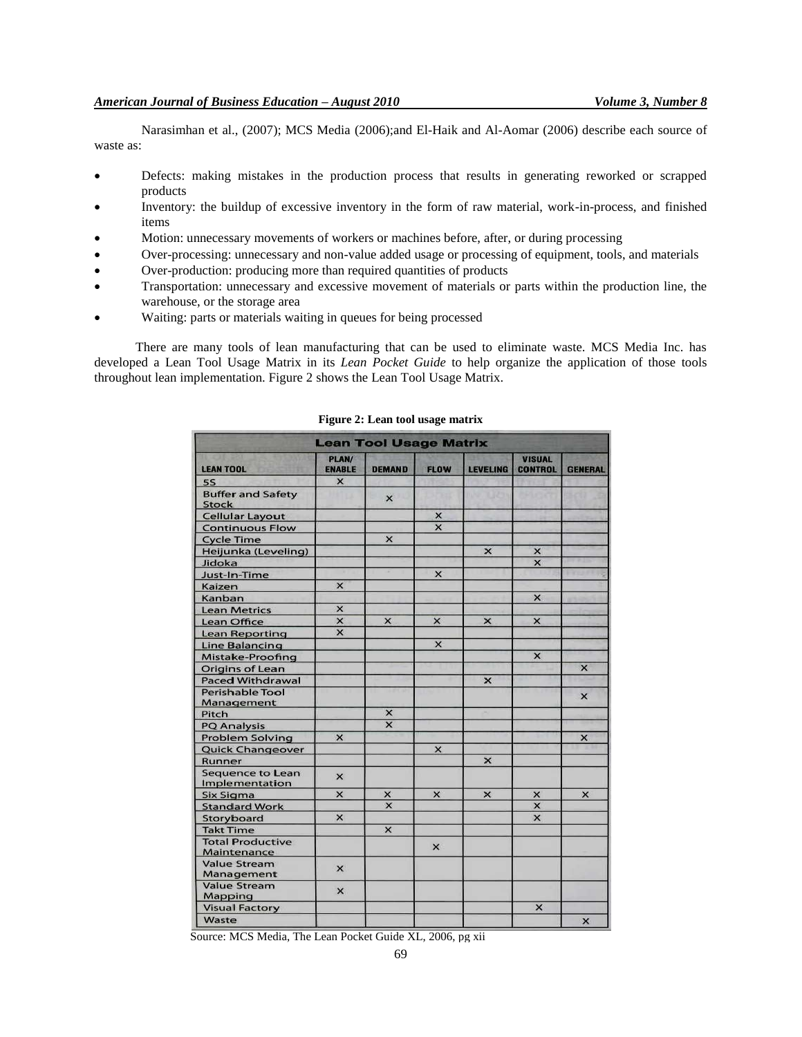Narasimhan et al., (2007); MCS Media (2006);and El-Haik and Al-Aomar (2006) describe each source of waste as:

- Defects: making mistakes in the production process that results in generating reworked or scrapped products
- Inventory: the buildup of excessive inventory in the form of raw material, work-in-process, and finished items
- Motion: unnecessary movements of workers or machines before, after, or during processing
- Over-processing: unnecessary and non-value added usage or processing of equipment, tools, and materials
- Over-production: producing more than required quantities of products
- Transportation: unnecessary and excessive movement of materials or parts within the production line, the warehouse, or the storage area
- Waiting: parts or materials waiting in queues for being processed

There are many tools of lean manufacturing that can be used to eliminate waste. MCS Media Inc. has developed a Lean Tool Usage Matrix in its *Lean Pocket Guide* to help organize the application of those tools throughout lean implementation. Figure 2 shows the Lean Tool Usage Matrix.

**Figure 2: Lean tool usage matrix**

| LEAN TOOL | PLAN/ ENABLE | DEMAND | FLOW | LEVELING | VISUAL CONTROL | GENERAL |
|---|---|---|---|---|---|---|
| 5S | × | | | | | |
| Buffer and Safety Stock | | × | | | | |
| Cellular Layout | | | × | | | |
| Continuous Flow | | | × | | | |
| Cycle Time | | × | | | | |
| Heijunka (Leveling) | | | | × | × | |
| Jidoka | | | | | × | |
| Just-In-Time | | | × | | | |
| Kaizen | × | | | | | |
| Kanban | | | | | × | |
| Lean Metrics | × | | | | | |
| Lean Office | × | × | × | × | × | |
| Lean Reporting | × | | | | | |
| Line Balancing | | | × | | | |
| Mistake-Proofing | | | | | × | |
| Origins of Lean | | | | | | × |
| Paced Withdrawal | | | | × | | |
| Perishable Tool Management | | | | | | × |
| Pitch | | × | | | | |
| PQ Analysis | | × | | | | |
| Problem Solving | × | | | | | × |
| Quick Changeover | | | × | | | |
| Runner | | | | × | | |
| Sequence to Lean Implementation | × | | | | | |
| Six Sigma | × | × | × | × | × | × |
| Standard Work | | × | | | × | |
| Storyboard | × | | | | × | |
| Takt Time | | × | | | | |
| Total Productive Maintenance | | | × | | | |
| Value Stream Management | × | | | | | |
| Value Stream Mapping | × | | | | | |
| Visual Factory | | | | | × | |
| Waste | | | | | | × |

Source: MCS Media, The Lean Pocket Guide XL, 2006, pg xii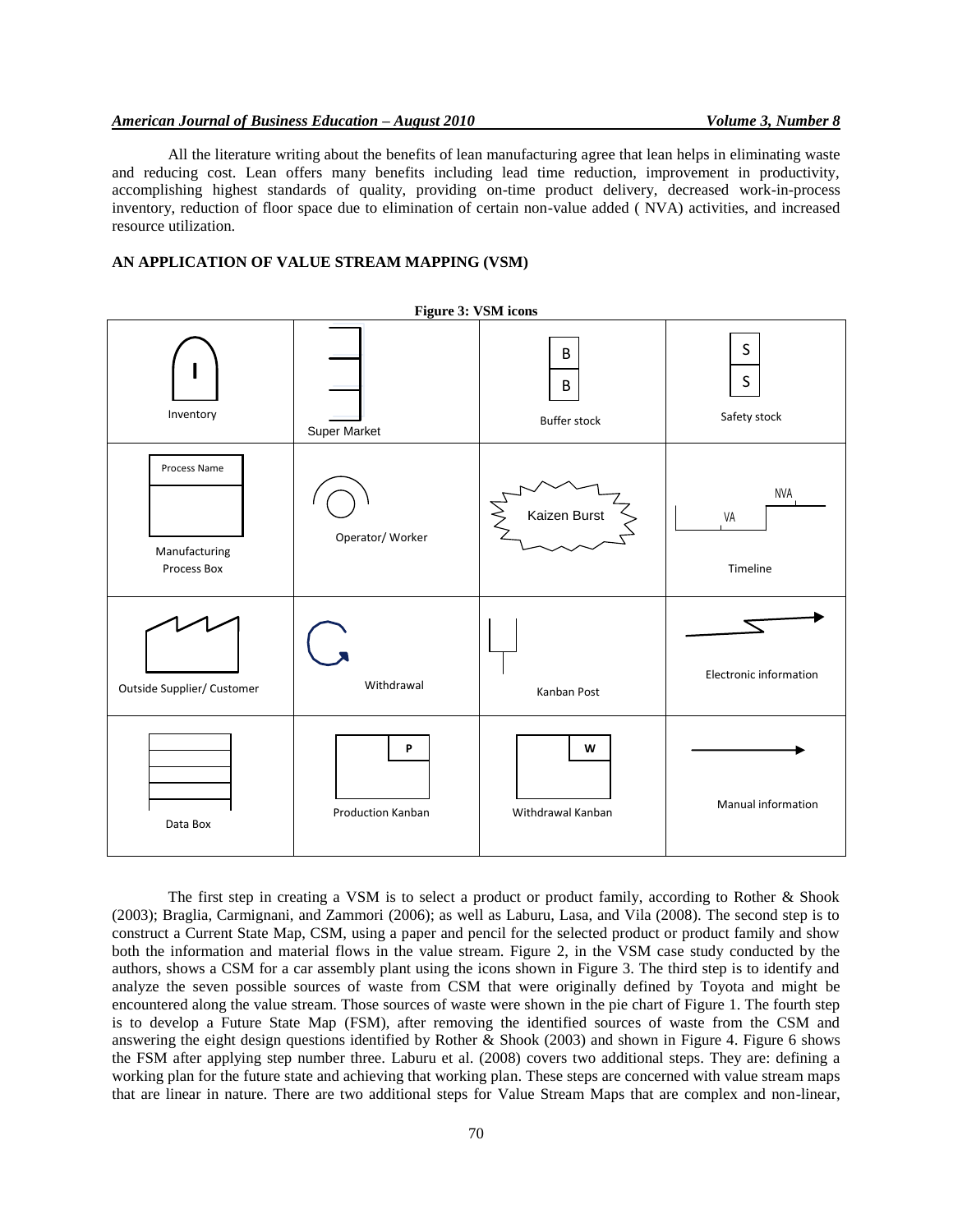All the literature writing about the benefits of lean manufacturing agree that lean helps in eliminating waste and reducing cost. Lean offers many benefits including lead time reduction, improvement in productivity, accomplishing highest standards of quality, providing on-time product delivery, decreased work-in-process inventory, reduction of floor space due to elimination of certain non-value added ( NVA) activities, and increased resource utilization.

## AN APPLICATION OF VALUE STREAM MAPPING (VSM)

**Figure 3: VSM icons**

| | | | |
|---|---|---|---|
| Inventory | Super Market | Buffer stock | Safety stock |
| Manufacturing Process Box | Operator/ Worker | Kaizen Burst | Timeline |
| Outside Supplier/ Customer | Withdrawal | Kanban Post | Electronic information |
| Data Box | Production Kanban | Withdrawal Kanban | Manual information |

The first step in creating a VSM is to select a product or product family, according to Rother & Shook (2003); Braglia, Carmignani, and Zammori (2006); as well as Laburu, Lasa, and Vila (2008). The second step is to construct a Current State Map, CSM, using a paper and pencil for the selected product or product family and show both the information and material flows in the value stream. Figure 2, in the VSM case study conducted by the authors, shows a CSM for a car assembly plant using the icons shown in Figure 3. The third step is to identify and analyze the seven possible sources of waste from CSM that were originally defined by Toyota and might be encountered along the value stream. Those sources of waste were shown in the pie chart of Figure 1. The fourth step is to develop a Future State Map (FSM), after removing the identified sources of waste from the CSM and answering the eight design questions identified by Rother & Shook (2003) and shown in Figure 4. Figure 6 shows the FSM after applying step number three. Laburu et al. (2008) covers two additional steps. They are: defining a working plan for the future state and achieving that working plan. These steps are concerned with value stream maps that are linear in nature. There are two additional steps for Value Stream Maps that are complex and non-linear,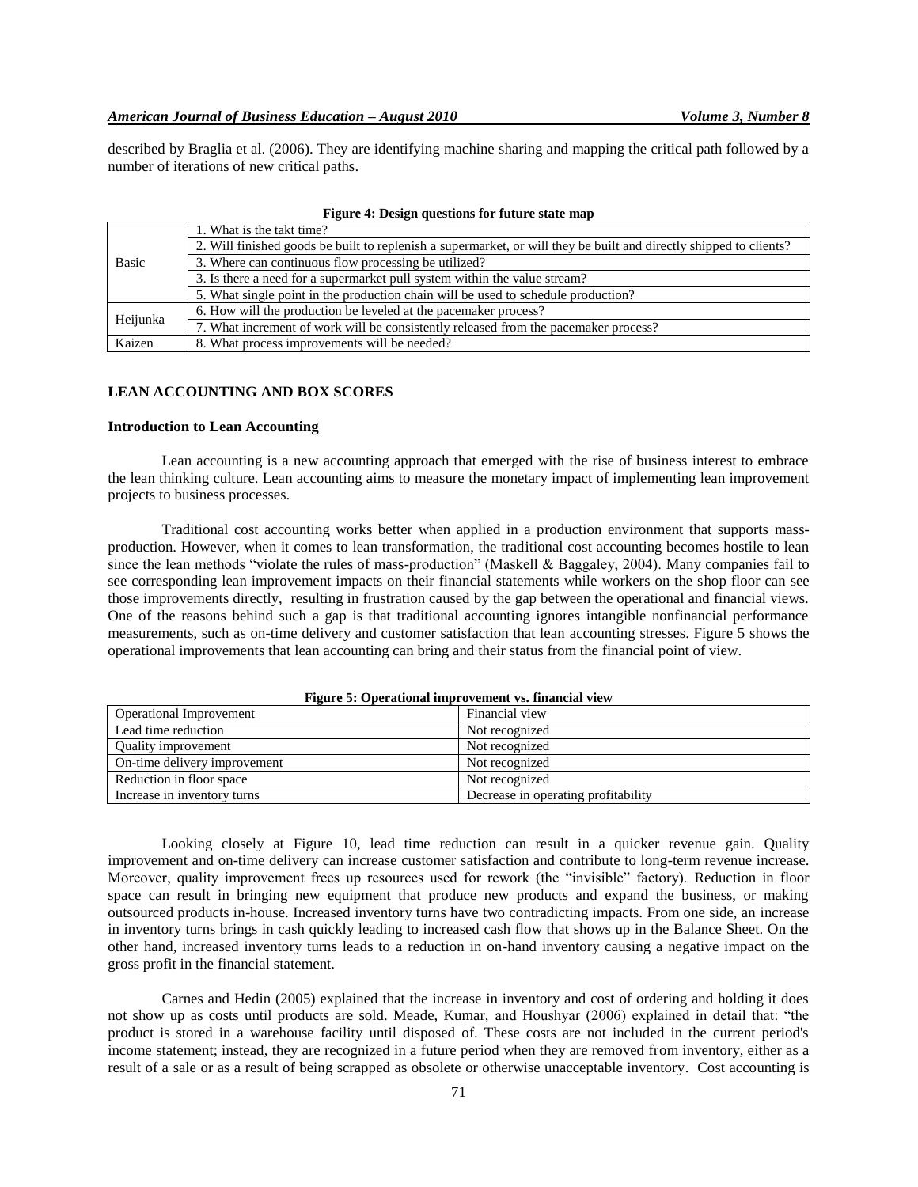described by Braglia et al. (2006). They are identifying machine sharing and mapping the critical path followed by a number of iterations of new critical paths.

**Figure 4: Design questions for future state map**

| | |
|---|---|
| Basic | 1. What is the takt time? |
| | 2. Will finished goods be built to replenish a supermarket, or will they be built and directly shipped to clients? |
| | 3. Where can continuous flow processing be utilized? |
| | 3. Is there a need for a supermarket pull system within the value stream? |
| | 5. What single point in the production chain will be used to schedule production? |
| Heijunka | 6. How will the production be leveled at the pacemaker process? |
| | 7. What increment of work will be consistently released from the pacemaker process? |
| Kaizen | 8. What process improvements will be needed? |

## LEAN ACCOUNTING AND BOX SCORES

### Introduction to Lean Accounting

Lean accounting is a new accounting approach that emerged with the rise of business interest to embrace the lean thinking culture. Lean accounting aims to measure the monetary impact of implementing lean improvement projects to business processes.

Traditional cost accounting works better when applied in a production environment that supports mass-production. However, when it comes to lean transformation, the traditional cost accounting becomes hostile to lean since the lean methods "violate the rules of mass-production" (Maskell & Baggaley, 2004). Many companies fail to see corresponding lean improvement impacts on their financial statements while workers on the shop floor can see those improvements directly, resulting in frustration caused by the gap between the operational and financial views. One of the reasons behind such a gap is that traditional accounting ignores intangible nonfinancial performance measurements, such as on-time delivery and customer satisfaction that lean accounting stresses. Figure 5 shows the operational improvements that lean accounting can bring and their status from the financial point of view.

**Figure 5: Operational improvement vs. financial view**

| Operational Improvement | Financial view |
|---|---|
| Lead time reduction | Not recognized |
| Quality improvement | Not recognized |
| On-time delivery improvement | Not recognized |
| Reduction in floor space | Not recognized |
| Increase in inventory turns | Decrease in operating profitability |

Looking closely at Figure 10, lead time reduction can result in a quicker revenue gain. Quality improvement and on-time delivery can increase customer satisfaction and contribute to long-term revenue increase. Moreover, quality improvement frees up resources used for rework (the "invisible" factory). Reduction in floor space can result in bringing new equipment that produce new products and expand the business, or making outsourced products in-house. Increased inventory turns have two contradicting impacts. From one side, an increase in inventory turns brings in cash quickly leading to increased cash flow that shows up in the Balance Sheet. On the other hand, increased inventory turns leads to a reduction in on-hand inventory causing a negative impact on the gross profit in the financial statement.

Carnes and Hedin (2005) explained that the increase in inventory and cost of ordering and holding it does not show up as costs until products are sold. Meade, Kumar, and Houshyar (2006) explained in detail that: "the product is stored in a warehouse facility until disposed of. These costs are not included in the current period's income statement; instead, they are recognized in a future period when they are removed from inventory, either as a result of a sale or as a result of being scrapped as obsolete or otherwise unacceptable inventory. Cost accounting is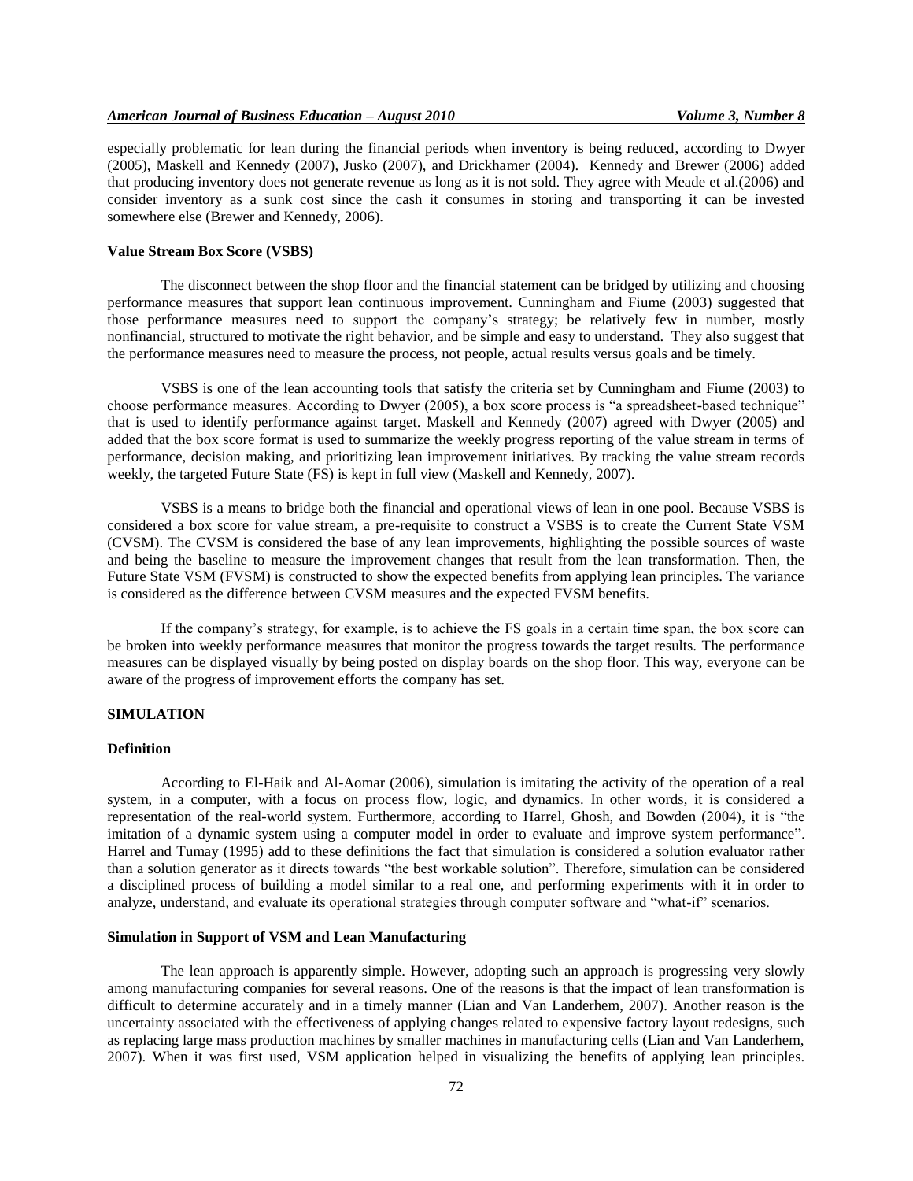especially problematic for lean during the financial periods when inventory is being reduced, according to Dwyer (2005), Maskell and Kennedy (2007), Jusko (2007), and Drickhamer (2004). Kennedy and Brewer (2006) added that producing inventory does not generate revenue as long as it is not sold. They agree with Meade et al.(2006) and consider inventory as a sunk cost since the cash it consumes in storing and transporting it can be invested somewhere else (Brewer and Kennedy, 2006).

### Value Stream Box Score (VSBS)

The disconnect between the shop floor and the financial statement can be bridged by utilizing and choosing performance measures that support lean continuous improvement. Cunningham and Fiume (2003) suggested that those performance measures need to support the company's strategy; be relatively few in number, mostly nonfinancial, structured to motivate the right behavior, and be simple and easy to understand. They also suggest that the performance measures need to measure the process, not people, actual results versus goals and be timely.

VSBS is one of the lean accounting tools that satisfy the criteria set by Cunningham and Fiume (2003) to choose performance measures. According to Dwyer (2005), a box score process is "a spreadsheet-based technique" that is used to identify performance against target. Maskell and Kennedy (2007) agreed with Dwyer (2005) and added that the box score format is used to summarize the weekly progress reporting of the value stream in terms of performance, decision making, and prioritizing lean improvement initiatives. By tracking the value stream records weekly, the targeted Future State (FS) is kept in full view (Maskell and Kennedy, 2007).

VSBS is a means to bridge both the financial and operational views of lean in one pool. Because VSBS is considered a box score for value stream, a pre-requisite to construct a VSBS is to create the Current State VSM (CVSM). The CVSM is considered the base of any lean improvements, highlighting the possible sources of waste and being the baseline to measure the improvement changes that result from the lean transformation. Then, the Future State VSM (FVSM) is constructed to show the expected benefits from applying lean principles. The variance is considered as the difference between CVSM measures and the expected FVSM benefits.

If the company's strategy, for example, is to achieve the FS goals in a certain time span, the box score can be broken into weekly performance measures that monitor the progress towards the target results. The performance measures can be displayed visually by being posted on display boards on the shop floor. This way, everyone can be aware of the progress of improvement efforts the company has set.

## SIMULATION

### Definition

According to El-Haik and Al-Aomar (2006), simulation is imitating the activity of the operation of a real system, in a computer, with a focus on process flow, logic, and dynamics. In other words, it is considered a representation of the real-world system. Furthermore, according to Harrel, Ghosh, and Bowden (2004), it is "the imitation of a dynamic system using a computer model in order to evaluate and improve system performance". Harrel and Tumay (1995) add to these definitions the fact that simulation is considered a solution evaluator rather than a solution generator as it directs towards "the best workable solution". Therefore, simulation can be considered a disciplined process of building a model similar to a real one, and performing experiments with it in order to analyze, understand, and evaluate its operational strategies through computer software and "what-if" scenarios.

### Simulation in Support of VSM and Lean Manufacturing

The lean approach is apparently simple. However, adopting such an approach is progressing very slowly among manufacturing companies for several reasons. One of the reasons is that the impact of lean transformation is difficult to determine accurately and in a timely manner (Lian and Van Landerhem, 2007). Another reason is the uncertainty associated with the effectiveness of applying changes related to expensive factory layout redesigns, such as replacing large mass production machines by smaller machines in manufacturing cells (Lian and Van Landerhem, 2007). When it was first used, VSM application helped in visualizing the benefits of applying lean principles.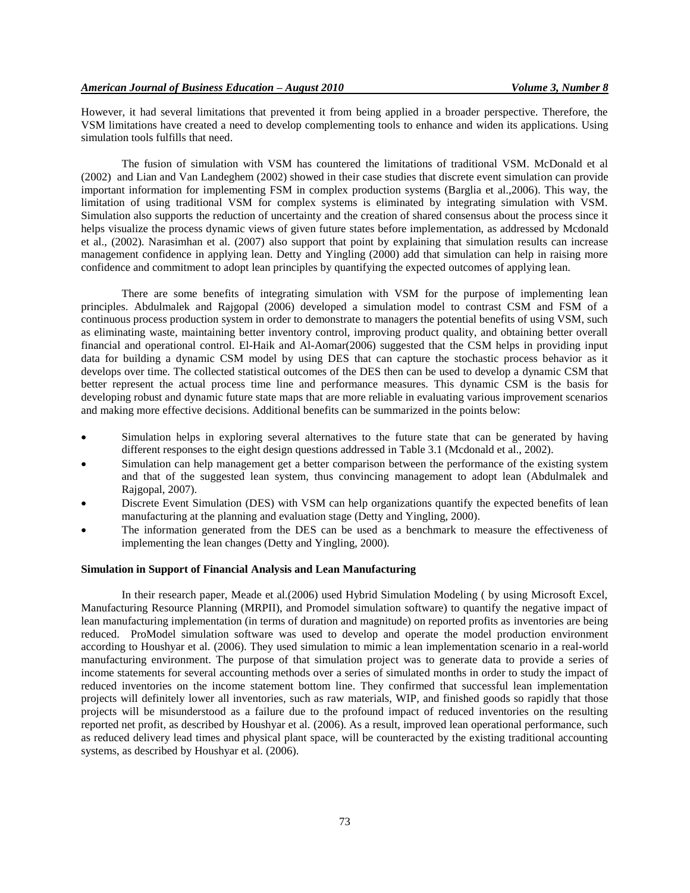However, it had several limitations that prevented it from being applied in a broader perspective. Therefore, the VSM limitations have created a need to develop complementing tools to enhance and widen its applications. Using simulation tools fulfills that need.

The fusion of simulation with VSM has countered the limitations of traditional VSM. McDonald et al (2002) and Lian and Van Landeghem (2002) showed in their case studies that discrete event simulation can provide important information for implementing FSM in complex production systems (Barglia et al.,2006). This way, the limitation of using traditional VSM for complex systems is eliminated by integrating simulation with VSM. Simulation also supports the reduction of uncertainty and the creation of shared consensus about the process since it helps visualize the process dynamic views of given future states before implementation, as addressed by Mcdonald et al., (2002). Narasimhan et al. (2007) also support that point by explaining that simulation results can increase management confidence in applying lean. Detty and Yingling (2000) add that simulation can help in raising more confidence and commitment to adopt lean principles by quantifying the expected outcomes of applying lean.

There are some benefits of integrating simulation with VSM for the purpose of implementing lean principles. Abdulmalek and Rajgopal (2006) developed a simulation model to contrast CSM and FSM of a continuous process production system in order to demonstrate to managers the potential benefits of using VSM, such as eliminating waste, maintaining better inventory control, improving product quality, and obtaining better overall financial and operational control. El-Haik and Al-Aomar(2006) suggested that the CSM helps in providing input data for building a dynamic CSM model by using DES that can capture the stochastic process behavior as it develops over time. The collected statistical outcomes of the DES then can be used to develop a dynamic CSM that better represent the actual process time line and performance measures. This dynamic CSM is the basis for developing robust and dynamic future state maps that are more reliable in evaluating various improvement scenarios and making more effective decisions. Additional benefits can be summarized in the points below:

- Simulation helps in exploring several alternatives to the future state that can be generated by having different responses to the eight design questions addressed in Table 3.1 (Mcdonald et al., 2002).
- Simulation can help management get a better comparison between the performance of the existing system and that of the suggested lean system, thus convincing management to adopt lean (Abdulmalek and Rajgopal, 2007).
- Discrete Event Simulation (DES) with VSM can help organizations quantify the expected benefits of lean manufacturing at the planning and evaluation stage (Detty and Yingling, 2000).
- The information generated from the DES can be used as a benchmark to measure the effectiveness of implementing the lean changes (Detty and Yingling, 2000).

#### Simulation in Support of Financial Analysis and Lean Manufacturing

In their research paper, Meade et al.(2006) used Hybrid Simulation Modeling ( by using Microsoft Excel, Manufacturing Resource Planning (MRPII), and Promodel simulation software) to quantify the negative impact of lean manufacturing implementation (in terms of duration and magnitude) on reported profits as inventories are being reduced. ProModel simulation software was used to develop and operate the model production environment according to Houshyar et al. (2006). They used simulation to mimic a lean implementation scenario in a real-world manufacturing environment. The purpose of that simulation project was to generate data to provide a series of income statements for several accounting methods over a series of simulated months in order to study the impact of reduced inventories on the income statement bottom line. They confirmed that successful lean implementation projects will definitely lower all inventories, such as raw materials, WIP, and finished goods so rapidly that those projects will be misunderstood as a failure due to the profound impact of reduced inventories on the resulting reported net profit, as described by Houshyar et al. (2006). As a result, improved lean operational performance, such as reduced delivery lead times and physical plant space, will be counteracted by the existing traditional accounting systems, as described by Houshyar et al. (2006).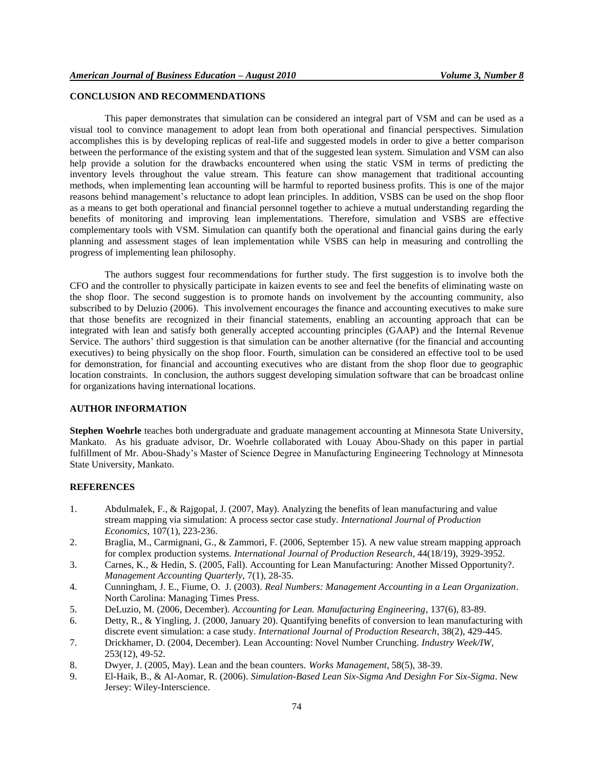## CONCLUSION AND RECOMMENDATIONS

This paper demonstrates that simulation can be considered an integral part of VSM and can be used as a visual tool to convince management to adopt lean from both operational and financial perspectives. Simulation accomplishes this is by developing replicas of real-life and suggested models in order to give a better comparison between the performance of the existing system and that of the suggested lean system. Simulation and VSM can also help provide a solution for the drawbacks encountered when using the static VSM in terms of predicting the inventory levels throughout the value stream. This feature can show management that traditional accounting methods, when implementing lean accounting will be harmful to reported business profits. This is one of the major reasons behind management's reluctance to adopt lean principles. In addition, VSBS can be used on the shop floor as a means to get both operational and financial personnel together to achieve a mutual understanding regarding the benefits of monitoring and improving lean implementations. Therefore, simulation and VSBS are effective complementary tools with VSM. Simulation can quantify both the operational and financial gains during the early planning and assessment stages of lean implementation while VSBS can help in measuring and controlling the progress of implementing lean philosophy.

The authors suggest four recommendations for further study. The first suggestion is to involve both the CFO and the controller to physically participate in kaizen events to see and feel the benefits of eliminating waste on the shop floor. The second suggestion is to promote hands on involvement by the accounting community, also subscribed to by Deluzio (2006). This involvement encourages the finance and accounting executives to make sure that those benefits are recognized in their financial statements, enabling an accounting approach that can be integrated with lean and satisfy both generally accepted accounting principles (GAAP) and the Internal Revenue Service. The authors' third suggestion is that simulation can be another alternative (for the financial and accounting executives) to being physically on the shop floor. Fourth, simulation can be considered an effective tool to be used for demonstration, for financial and accounting executives who are distant from the shop floor due to geographic location constraints. In conclusion, the authors suggest developing simulation software that can be broadcast online for organizations having international locations.

## AUTHOR INFORMATION

**Stephen Woehrle** teaches both undergraduate and graduate management accounting at Minnesota State University, Mankato. As his graduate advisor, Dr. Woehrle collaborated with Louay Abou-Shady on this paper in partial fulfillment of Mr. Abou-Shady's Master of Science Degree in Manufacturing Engineering Technology at Minnesota State University, Mankato.

## REFERENCES

1. Abdulmalek, F., & Rajgopal, J. (2007, May). Analyzing the benefits of lean manufacturing and value stream mapping via simulation: A process sector case study. *International Journal of Production Economics,* 107(1), 223-236.
2. Braglia, M., Carmignani, G., & Zammori, F. (2006, September 15). A new value stream mapping approach for complex production systems. *International Journal of Production Research*, 44(18/19), 3929-3952.
3. Carnes, K., & Hedin, S. (2005, Fall). Accounting for Lean Manufacturing: Another Missed Opportunity?. *Management Accounting Quarterly*, 7(1), 28-35.
4. Cunningham, J. E., Fiume, O. J. (2003). *Real Numbers: Management Accounting in a Lean Organization*. North Carolina: Managing Times Press.
5. DeLuzio, M. (2006, December). *Accounting for Lean. Manufacturing Engineering*, 137(6), 83-89.
6. Detty, R., & Yingling, J. (2000, January 20). Quantifying benefits of conversion to lean manufacturing with discrete event simulation: a case study. *International Journal of Production Research*, 38(2), 429-445.
7. Drickhamer, D. (2004, December). Lean Accounting: Novel Number Crunching. *Industry Week/IW*, 253(12), 49-52.
8. Dwyer, J. (2005, May). Lean and the bean counters. *Works Management*, 58(5), 38-39.
9. El-Haik, B., & Al-Aomar, R. (2006). *Simulation-Based Lean Six-Sigma And Desighn For Six-Sigma*. New Jersey: Wiley-Interscience.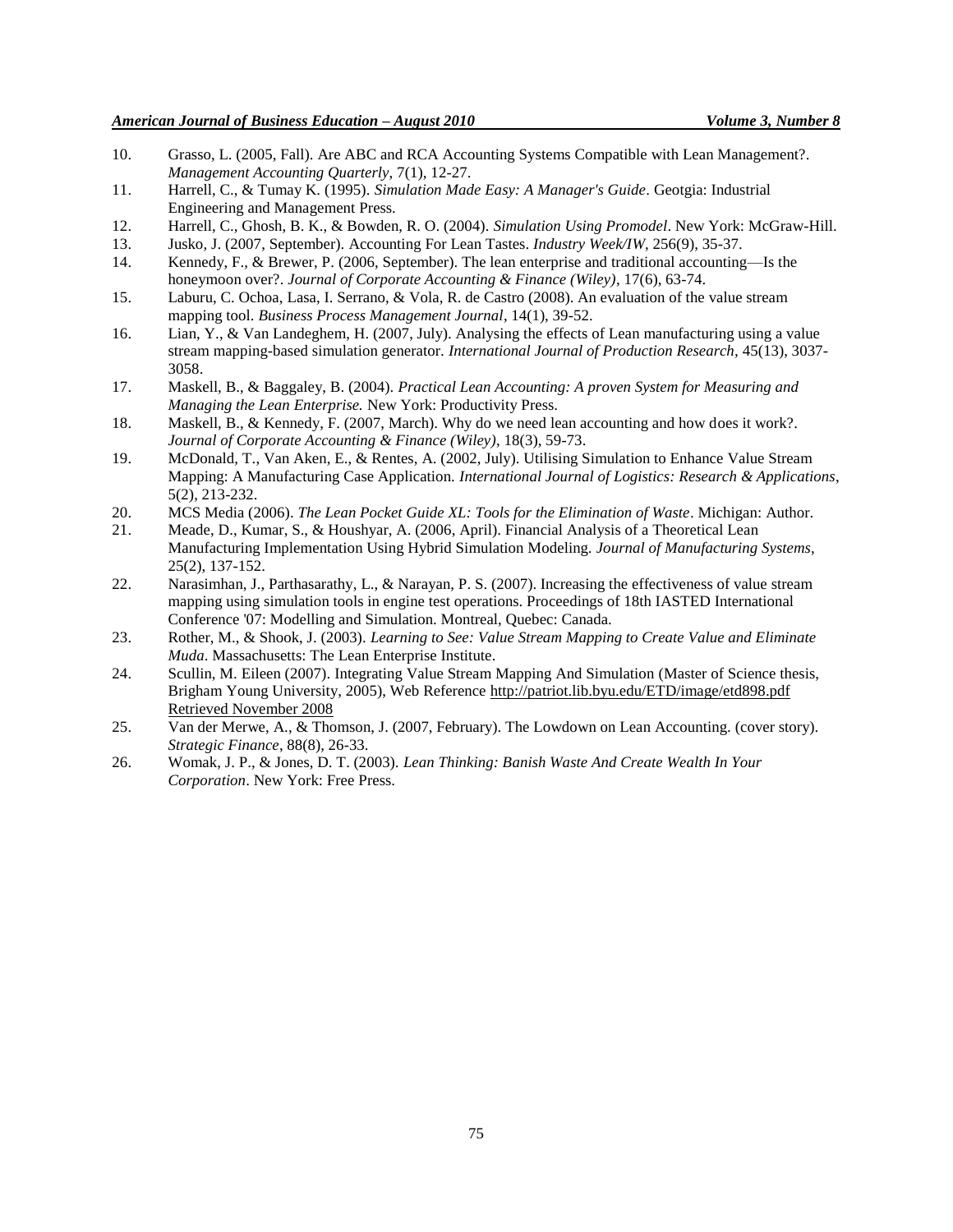10. Grasso, L. (2005, Fall). Are ABC and RCA Accounting Systems Compatible with Lean Management?. *Management Accounting Quarterly*, 7(1), 12-27.
11. Harrell, C., & Tumay K. (1995). *Simulation Made Easy: A Manager's Guide*. Geotgia: Industrial Engineering and Management Press.
12. Harrell, C., Ghosh, B. K., & Bowden, R. O. (2004). *Simulation Using Promodel*. New York: McGraw-Hill.
13. Jusko, J. (2007, September). Accounting For Lean Tastes. *Industry Week/IW*, 256(9), 35-37.
14. Kennedy, F., & Brewer, P. (2006, September). The lean enterprise and traditional accounting—Is the honeymoon over?. *Journal of Corporate Accounting & Finance (Wiley)*, 17(6), 63-74.
15. Laburu, C. Ochoa, Lasa, I. Serrano, & Vola, R. de Castro (2008). An evaluation of the value stream mapping tool. *Business Process Management Journal*, 14(1), 39-52.
16. Lian, Y., & Van Landeghem, H. (2007, July). Analysing the effects of Lean manufacturing using a value stream mapping-based simulation generator. *International Journal of Production Research*, 45(13), 3037-3058.
17. Maskell, B., & Baggaley, B. (2004). *Practical Lean Accounting: A proven System for Measuring and Managing the Lean Enterprise.* New York: Productivity Press.
18. Maskell, B., & Kennedy, F. (2007, March). Why do we need lean accounting and how does it work?. *Journal of Corporate Accounting & Finance (Wiley)*, 18(3), 59-73.
19. McDonald, T., Van Aken, E., & Rentes, A. (2002, July). Utilising Simulation to Enhance Value Stream Mapping: A Manufacturing Case Application. *International Journal of Logistics: Research & Applications*, 5(2), 213-232.
20. MCS Media (2006). *The Lean Pocket Guide XL: Tools for the Elimination of Waste*. Michigan: Author.
21. Meade, D., Kumar, S., & Houshyar, A. (2006, April). Financial Analysis of a Theoretical Lean Manufacturing Implementation Using Hybrid Simulation Modeling. *Journal of Manufacturing Systems*, 25(2), 137-152.
22. Narasimhan, J., Parthasarathy, L., & Narayan, P. S. (2007). Increasing the effectiveness of value stream mapping using simulation tools in engine test operations. Proceedings of 18th IASTED International Conference '07: Modelling and Simulation. Montreal, Quebec: Canada.
23. Rother, M., & Shook, J. (2003). *Learning to See: Value Stream Mapping to Create Value and Eliminate Muda*. Massachusetts: The Lean Enterprise Institute.
24. Scullin, M. Eileen (2007). Integrating Value Stream Mapping And Simulation (Master of Science thesis, Brigham Young University, 2005), Web Reference http://patriot.lib.byu.edu/ETD/image/etd898.pdf Retrieved November 2008
25. Van der Merwe, A., & Thomson, J. (2007, February). The Lowdown on Lean Accounting. (cover story). *Strategic Finance*, 88(8), 26-33.
26. Womak, J. P., & Jones, D. T. (2003). *Lean Thinking: Banish Waste And Create Wealth In Your Corporation*. New York: Free Press.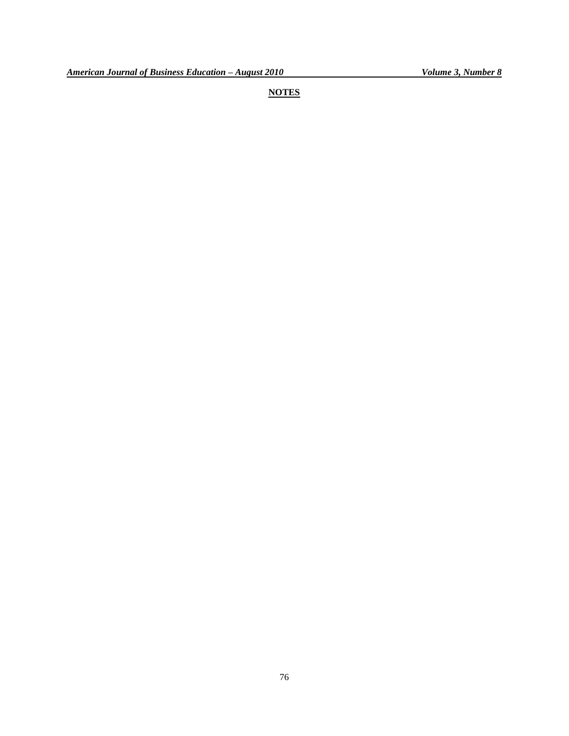**NOTES**